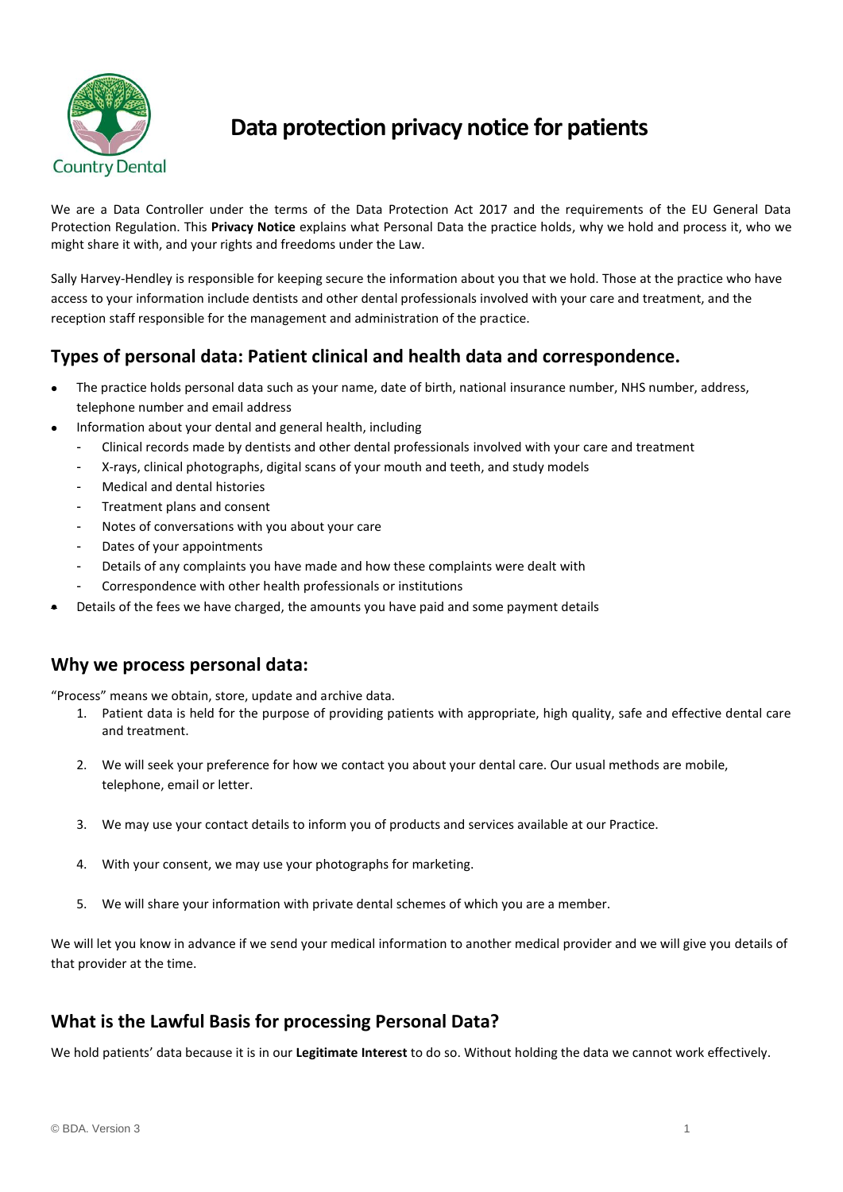Country Dental

# Data protection privacy notice for patients

We are a Data Controller under the terms of the Data Protection Act 2017 and the requirements of the EU General Data Protection Regulation. This **Privacy Notice** explains what Personal Data the practice holds, why we hold and process it, who we might share it with, and your rights and freedoms under the Law.

Sally Harvey-Hendley is responsible for keeping secure the information about you that we hold. Those at the practice who have access to your information include dentists and other dental professionals involved with your care and treatment, and the reception staff responsible for the management and administration of the practice.

## Types of personal data: Patient clinical and health data and correspondence.

- The practice holds personal data such as your name, date of birth, national insurance number, NHS number, address, telephone number and email address
- Information about your dental and general health, including
  - Clinical records made by dentists and other dental professionals involved with your care and treatment
  - X-rays, clinical photographs, digital scans of your mouth and teeth, and study models
  - Medical and dental histories
  - Treatment plans and consent
  - Notes of conversations with you about your care
  - Dates of your appointments
  - Details of any complaints you have made and how these complaints were dealt with
  - Correspondence with other health professionals or institutions
- Details of the fees we have charged, the amounts you have paid and some payment details

## Why we process personal data:

"Process" means we obtain, store, update and archive data.

1. Patient data is held for the purpose of providing patients with appropriate, high quality, safe and effective dental care and treatment.
2. We will seek your preference for how we contact you about your dental care. Our usual methods are mobile, telephone, email or letter.
3. We may use your contact details to inform you of products and services available at our Practice.
4. With your consent, we may use your photographs for marketing.
5. We will share your information with private dental schemes of which you are a member.

We will let you know in advance if we send your medical information to another medical provider and we will give you details of that provider at the time.

## What is the Lawful Basis for processing Personal Data?

We hold patients' data because it is in our **Legitimate Interest** to do so. Without holding the data we cannot work effectively.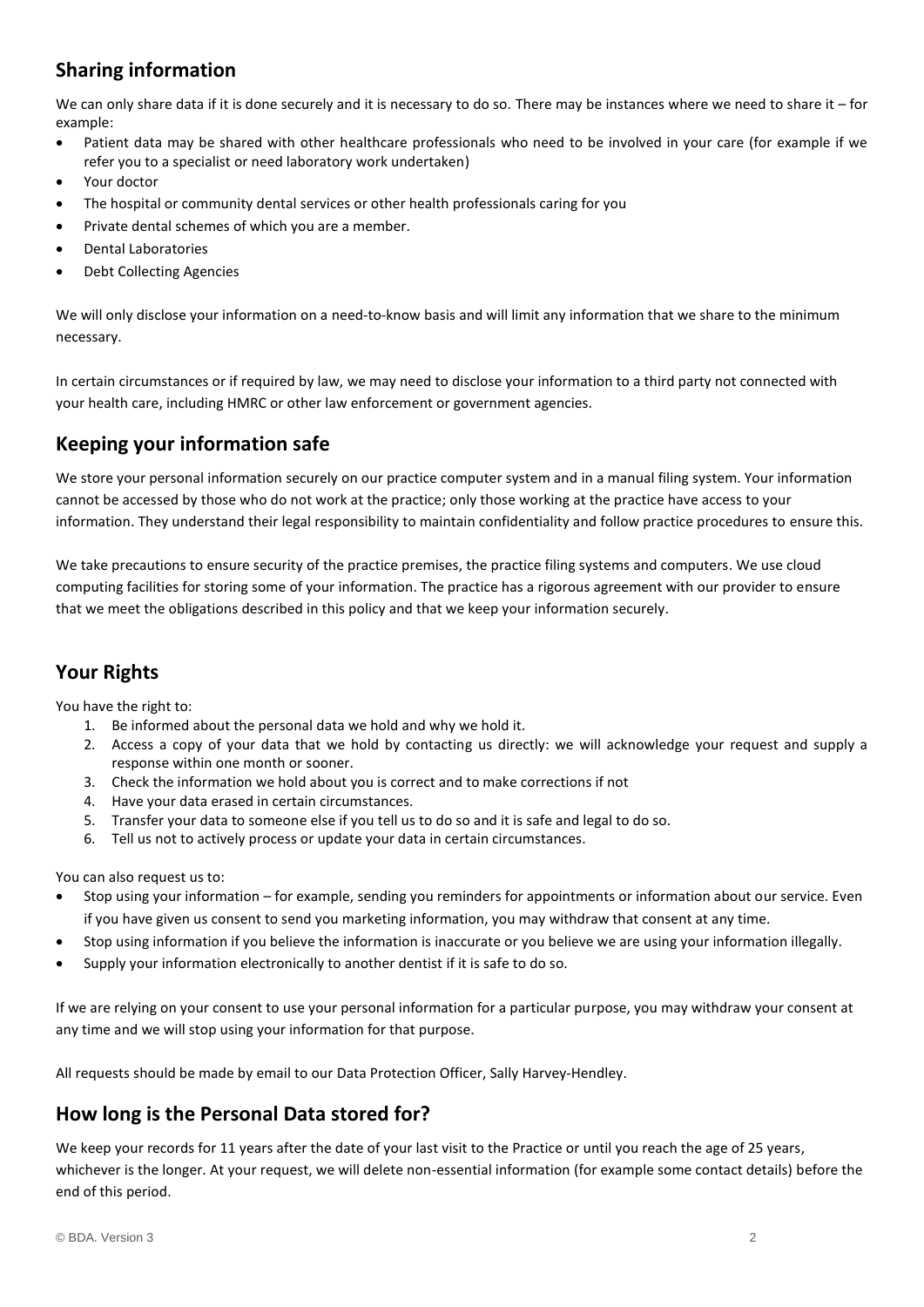## Sharing information

We can only share data if it is done securely and it is necessary to do so. There may be instances where we need to share it – for example:

- Patient data may be shared with other healthcare professionals who need to be involved in your care (for example if we refer you to a specialist or need laboratory work undertaken)
- Your doctor
- The hospital or community dental services or other health professionals caring for you
- Private dental schemes of which you are a member.
- Dental Laboratories
- Debt Collecting Agencies

We will only disclose your information on a need-to-know basis and will limit any information that we share to the minimum necessary.

In certain circumstances or if required by law, we may need to disclose your information to a third party not connected with your health care, including HMRC or other law enforcement or government agencies.

## Keeping your information safe

We store your personal information securely on our practice computer system and in a manual filing system. Your information cannot be accessed by those who do not work at the practice; only those working at the practice have access to your information. They understand their legal responsibility to maintain confidentiality and follow practice procedures to ensure this.

We take precautions to ensure security of the practice premises, the practice filing systems and computers. We use cloud computing facilities for storing some of your information. The practice has a rigorous agreement with our provider to ensure that we meet the obligations described in this policy and that we keep your information securely.

## Your Rights

You have the right to:

1. Be informed about the personal data we hold and why we hold it.
2. Access a copy of your data that we hold by contacting us directly: we will acknowledge your request and supply a response within one month or sooner.
3. Check the information we hold about you is correct and to make corrections if not
4. Have your data erased in certain circumstances.
5. Transfer your data to someone else if you tell us to do so and it is safe and legal to do so.
6. Tell us not to actively process or update your data in certain circumstances.

You can also request us to:

- Stop using your information – for example, sending you reminders for appointments or information about our service. Even if you have given us consent to send you marketing information, you may withdraw that consent at any time.
- Stop using information if you believe the information is inaccurate or you believe we are using your information illegally.
- Supply your information electronically to another dentist if it is safe to do so.

If we are relying on your consent to use your personal information for a particular purpose, you may withdraw your consent at any time and we will stop using your information for that purpose.

All requests should be made by email to our Data Protection Officer, Sally Harvey-Hendley.

## How long is the Personal Data stored for?

We keep your records for 11 years after the date of your last visit to the Practice or until you reach the age of 25 years, whichever is the longer. At your request, we will delete non-essential information (for example some contact details) before the end of this period.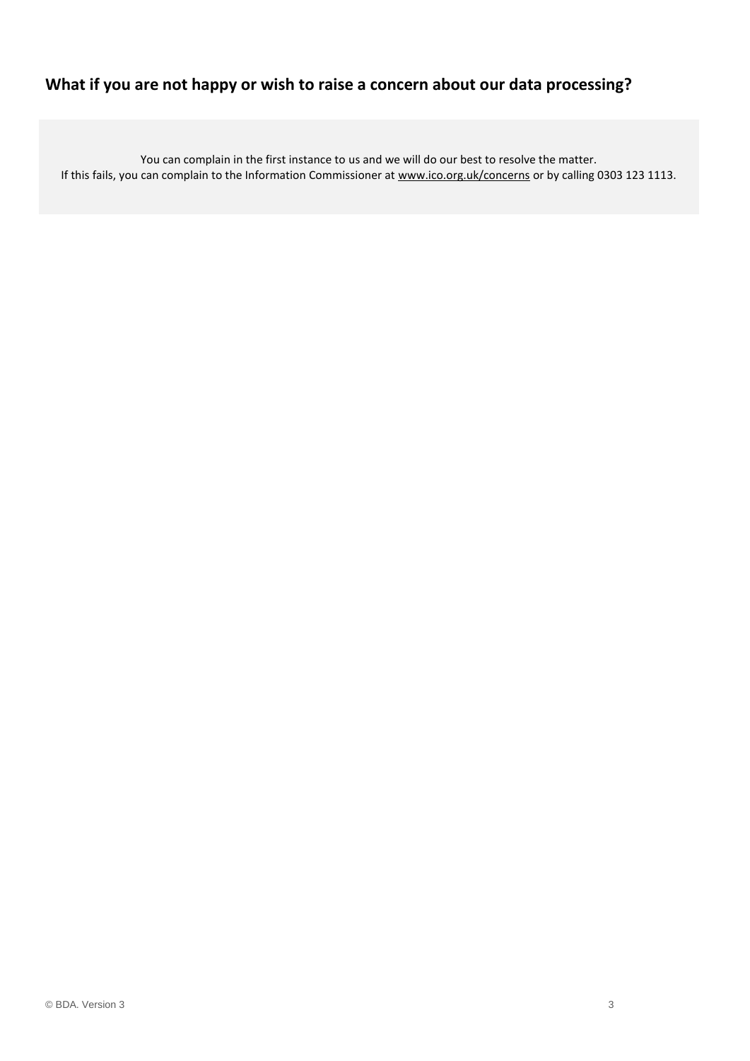## What if you are not happy or wish to raise a concern about our data processing?

You can complain in the first instance to us and we will do our best to resolve the matter.
If this fails, you can complain to the Information Commissioner at www.ico.org.uk/concerns or by calling 0303 123 1113.